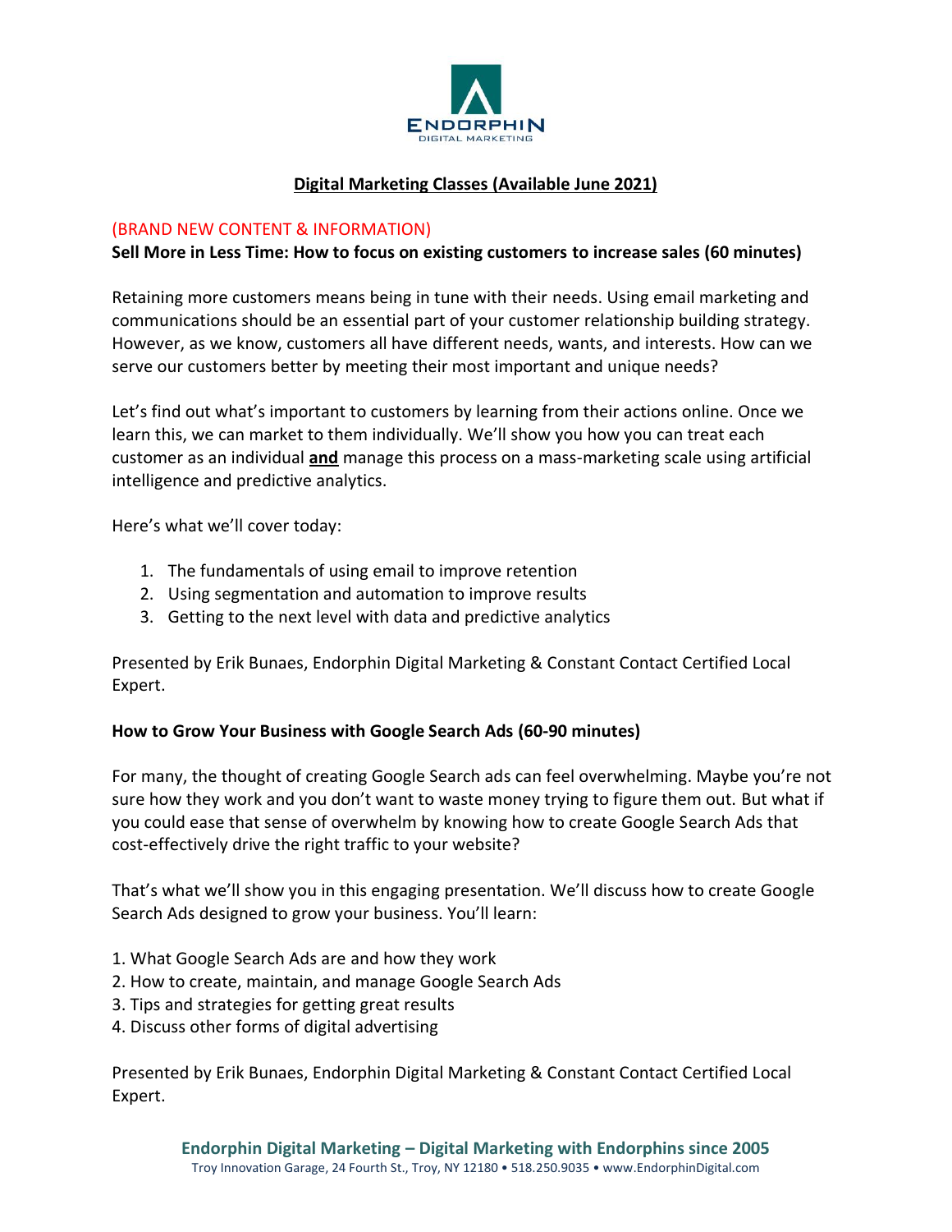# Digital Marketing Classes (Available June 2021)

(BRAND NEW CONTENT & INFORMATION)

**Sell More in Less Time: How to focus on existing customers to increase sales (60 minutes)**

Retaining more customers means being in tune with their needs. Using email marketing and communications should be an essential part of your customer relationship building strategy. However, as we know, customers all have different needs, wants, and interests. How can we serve our customers better by meeting their most important and unique needs?

Let's find out what's important to customers by learning from their actions online. Once we learn this, we can market to them individually. We'll show you how you can treat each customer as an individual **and** manage this process on a mass-marketing scale using artificial intelligence and predictive analytics.

Here's what we'll cover today:

1. The fundamentals of using email to improve retention
2. Using segmentation and automation to improve results
3. Getting to the next level with data and predictive analytics

Presented by Erik Bunaes, Endorphin Digital Marketing & Constant Contact Certified Local Expert.

**How to Grow Your Business with Google Search Ads (60-90 minutes)**

For many, the thought of creating Google Search ads can feel overwhelming. Maybe you're not sure how they work and you don't want to waste money trying to figure them out. But what if you could ease that sense of overwhelm by knowing how to create Google Search Ads that cost-effectively drive the right traffic to your website?

That's what we'll show you in this engaging presentation. We'll discuss how to create Google Search Ads designed to grow your business. You'll learn:

1. What Google Search Ads are and how they work
2. How to create, maintain, and manage Google Search Ads
3. Tips and strategies for getting great results
4. Discuss other forms of digital advertising

Presented by Erik Bunaes, Endorphin Digital Marketing & Constant Contact Certified Local Expert.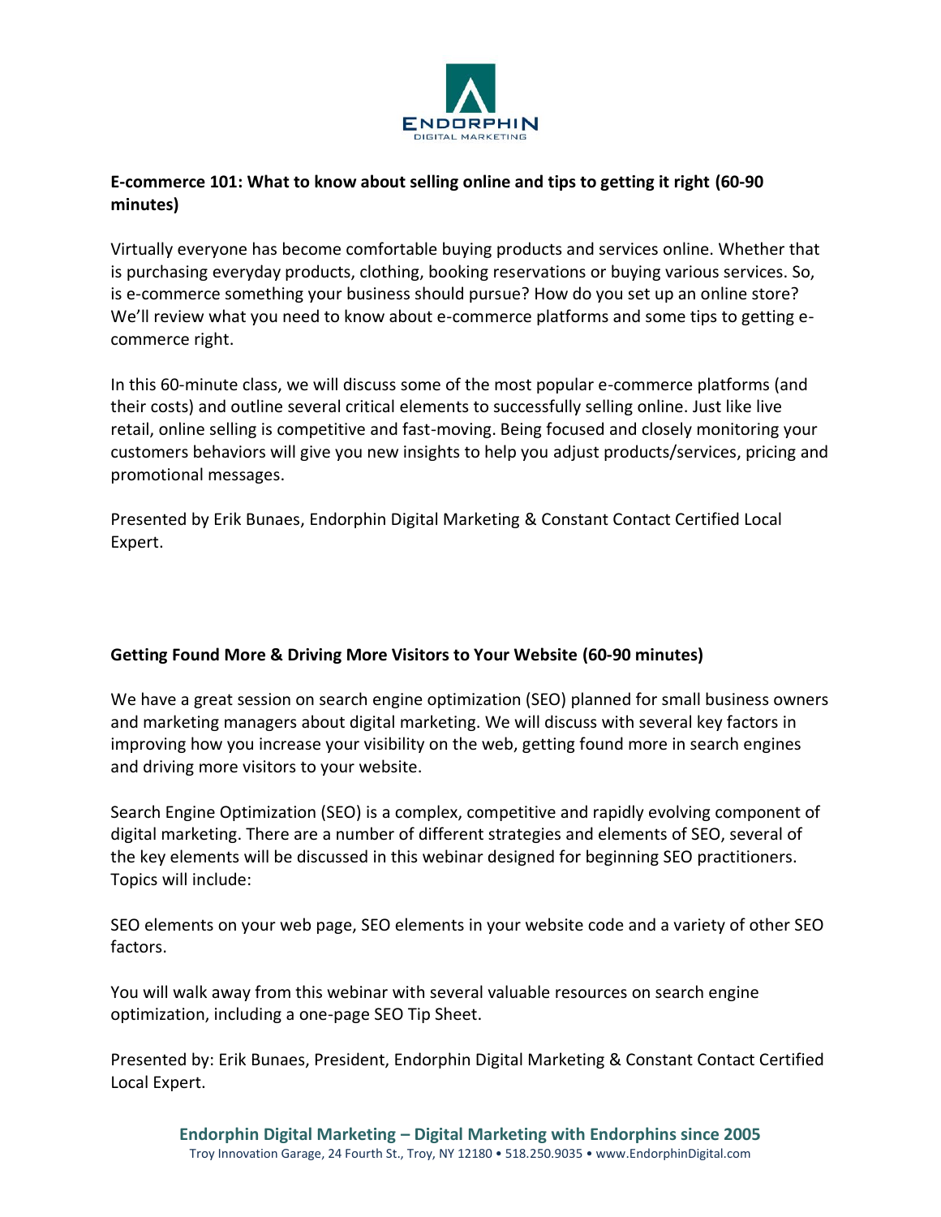**E-commerce 101: What to know about selling online and tips to getting it right (60-90 minutes)**

Virtually everyone has become comfortable buying products and services online. Whether that is purchasing everyday products, clothing, booking reservations or buying various services. So, is e-commerce something your business should pursue? How do you set up an online store? We'll review what you need to know about e-commerce platforms and some tips to getting e-commerce right.

In this 60-minute class, we will discuss some of the most popular e-commerce platforms (and their costs) and outline several critical elements to successfully selling online. Just like live retail, online selling is competitive and fast-moving. Being focused and closely monitoring your customers behaviors will give you new insights to help you adjust products/services, pricing and promotional messages.

Presented by Erik Bunaes, Endorphin Digital Marketing & Constant Contact Certified Local Expert.

**Getting Found More & Driving More Visitors to Your Website (60-90 minutes)**

We have a great session on search engine optimization (SEO) planned for small business owners and marketing managers about digital marketing. We will discuss with several key factors in improving how you increase your visibility on the web, getting found more in search engines and driving more visitors to your website.

Search Engine Optimization (SEO) is a complex, competitive and rapidly evolving component of digital marketing. There are a number of different strategies and elements of SEO, several of the key elements will be discussed in this webinar designed for beginning SEO practitioners. Topics will include:

SEO elements on your web page, SEO elements in your website code and a variety of other SEO factors.

You will walk away from this webinar with several valuable resources on search engine optimization, including a one-page SEO Tip Sheet.

Presented by: Erik Bunaes, President, Endorphin Digital Marketing & Constant Contact Certified Local Expert.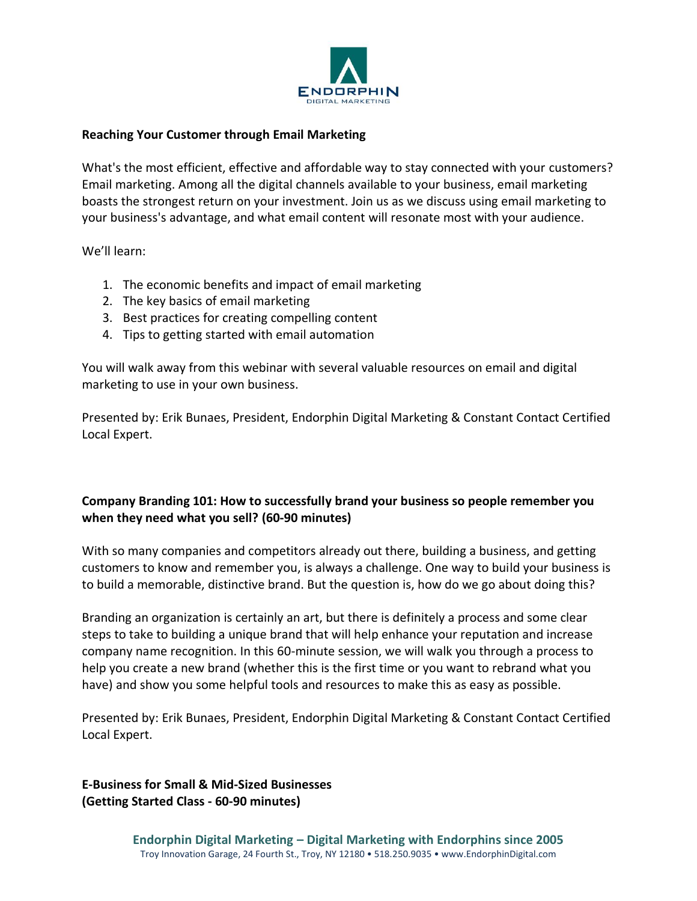**Reaching Your Customer through Email Marketing**

What's the most efficient, effective and affordable way to stay connected with your customers? Email marketing. Among all the digital channels available to your business, email marketing boasts the strongest return on your investment. Join us as we discuss using email marketing to your business's advantage, and what email content will resonate most with your audience.

We'll learn:

1. The economic benefits and impact of email marketing
2. The key basics of email marketing
3. Best practices for creating compelling content
4. Tips to getting started with email automation

You will walk away from this webinar with several valuable resources on email and digital marketing to use in your own business.

Presented by: Erik Bunaes, President, Endorphin Digital Marketing & Constant Contact Certified Local Expert.

**Company Branding 101: How to successfully brand your business so people remember you when they need what you sell? (60-90 minutes)**

With so many companies and competitors already out there, building a business, and getting customers to know and remember you, is always a challenge. One way to build your business is to build a memorable, distinctive brand. But the question is, how do we go about doing this?

Branding an organization is certainly an art, but there is definitely a process and some clear steps to take to building a unique brand that will help enhance your reputation and increase company name recognition. In this 60-minute session, we will walk you through a process to help you create a new brand (whether this is the first time or you want to rebrand what you have) and show you some helpful tools and resources to make this as easy as possible.

Presented by: Erik Bunaes, President, Endorphin Digital Marketing & Constant Contact Certified Local Expert.

**E-Business for Small & Mid-Sized Businesses**
**(Getting Started Class - 60-90 minutes)**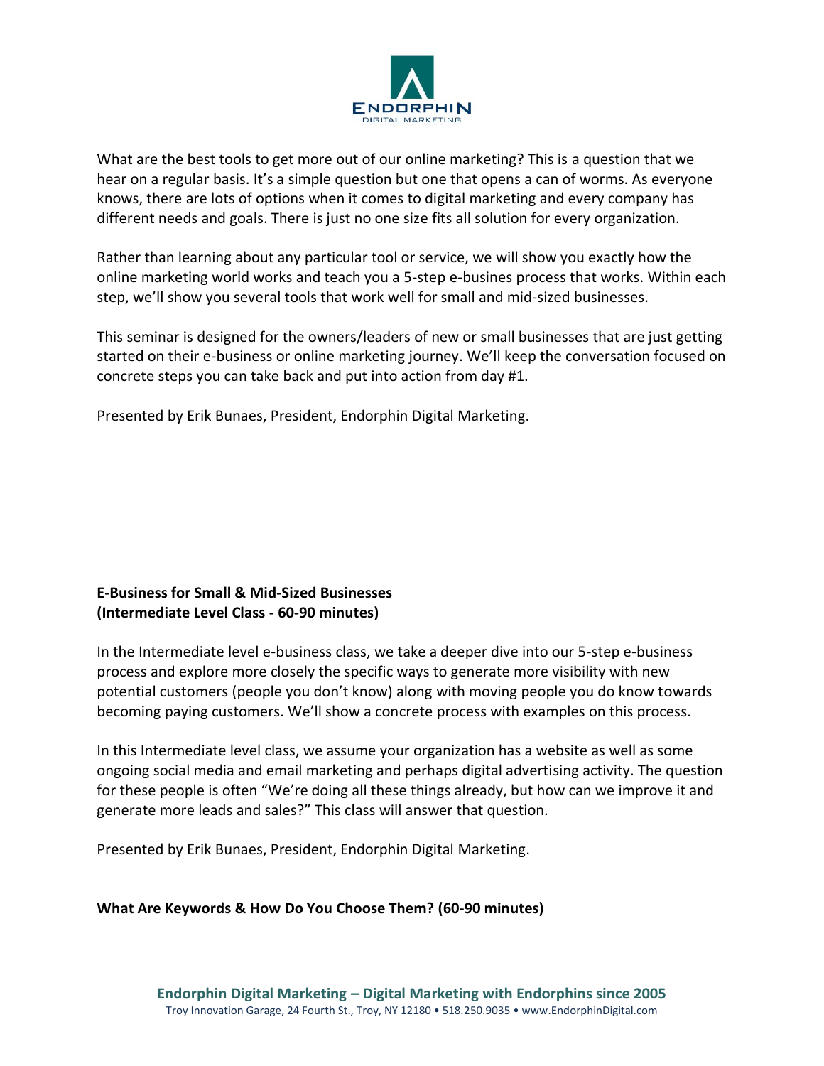What are the best tools to get more out of our online marketing? This is a question that we hear on a regular basis. It's a simple question but one that opens a can of worms. As everyone knows, there are lots of options when it comes to digital marketing and every company has different needs and goals. There is just no one size fits all solution for every organization.

Rather than learning about any particular tool or service, we will show you exactly how the online marketing world works and teach you a 5-step e-busines process that works. Within each step, we'll show you several tools that work well for small and mid-sized businesses.

This seminar is designed for the owners/leaders of new or small businesses that are just getting started on their e-business or online marketing journey. We'll keep the conversation focused on concrete steps you can take back and put into action from day #1.

Presented by Erik Bunaes, President, Endorphin Digital Marketing.

**E-Business for Small & Mid-Sized Businesses**
**(Intermediate Level Class - 60-90 minutes)**

In the Intermediate level e-business class, we take a deeper dive into our 5-step e-business process and explore more closely the specific ways to generate more visibility with new potential customers (people you don't know) along with moving people you do know towards becoming paying customers. We'll show a concrete process with examples on this process.

In this Intermediate level class, we assume your organization has a website as well as some ongoing social media and email marketing and perhaps digital advertising activity. The question for these people is often "We're doing all these things already, but how can we improve it and generate more leads and sales?" This class will answer that question.

Presented by Erik Bunaes, President, Endorphin Digital Marketing.

**What Are Keywords & How Do You Choose Them? (60-90 minutes)**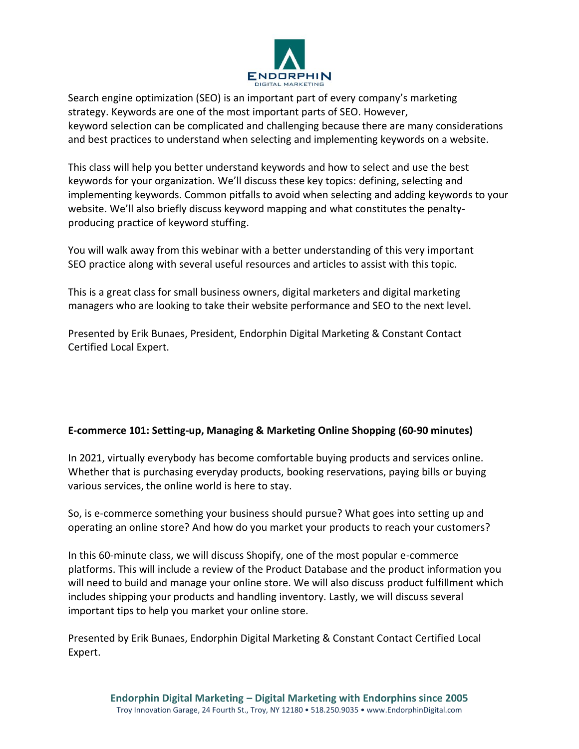Search engine optimization (SEO) is an important part of every company's marketing strategy. Keywords are one of the most important parts of SEO. However, keyword selection can be complicated and challenging because there are many considerations and best practices to understand when selecting and implementing keywords on a website.

This class will help you better understand keywords and how to select and use the best keywords for your organization. We'll discuss these key topics: defining, selecting and implementing keywords. Common pitfalls to avoid when selecting and adding keywords to your website. We'll also briefly discuss keyword mapping and what constitutes the penalty-producing practice of keyword stuffing.

You will walk away from this webinar with a better understanding of this very important SEO practice along with several useful resources and articles to assist with this topic.

This is a great class for small business owners, digital marketers and digital marketing managers who are looking to take their website performance and SEO to the next level.

Presented by Erik Bunaes, President, Endorphin Digital Marketing & Constant Contact Certified Local Expert.

**E-commerce 101: Setting-up, Managing & Marketing Online Shopping (60-90 minutes)**

In 2021, virtually everybody has become comfortable buying products and services online. Whether that is purchasing everyday products, booking reservations, paying bills or buying various services, the online world is here to stay.

So, is e-commerce something your business should pursue? What goes into setting up and operating an online store? And how do you market your products to reach your customers?

In this 60-minute class, we will discuss Shopify, one of the most popular e-commerce platforms. This will include a review of the Product Database and the product information you will need to build and manage your online store. We will also discuss product fulfillment which includes shipping your products and handling inventory. Lastly, we will discuss several important tips to help you market your online store.

Presented by Erik Bunaes, Endorphin Digital Marketing & Constant Contact Certified Local Expert.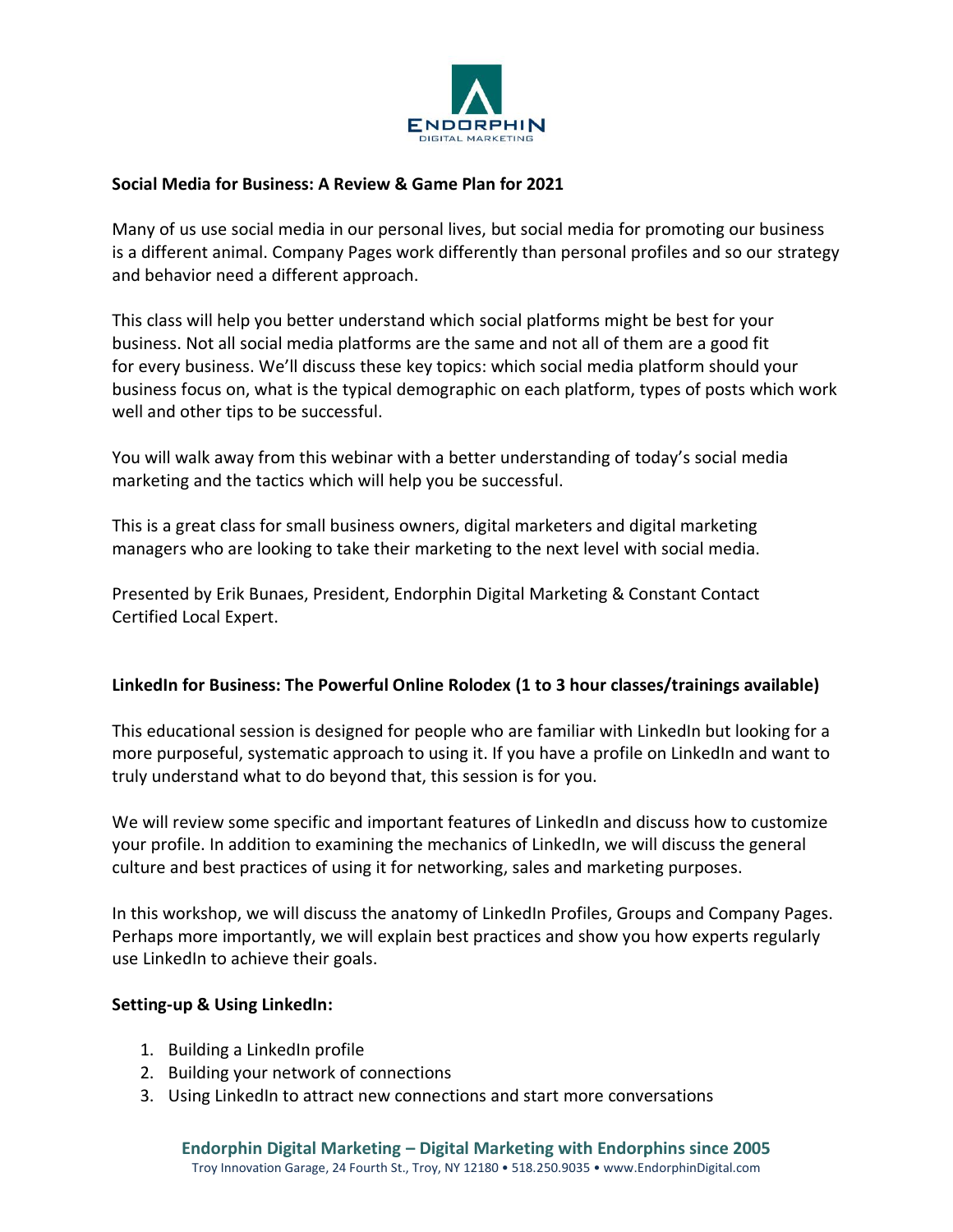## Social Media for Business: A Review & Game Plan for 2021

Many of us use social media in our personal lives, but social media for promoting our business is a different animal. Company Pages work differently than personal profiles and so our strategy and behavior need a different approach.

This class will help you better understand which social platforms might be best for your business. Not all social media platforms are the same and not all of them are a good fit for every business. We'll discuss these key topics: which social media platform should your business focus on, what is the typical demographic on each platform, types of posts which work well and other tips to be successful.

You will walk away from this webinar with a better understanding of today's social media marketing and the tactics which will help you be successful.

This is a great class for small business owners, digital marketers and digital marketing managers who are looking to take their marketing to the next level with social media.

Presented by Erik Bunaes, President, Endorphin Digital Marketing & Constant Contact Certified Local Expert.

## LinkedIn for Business: The Powerful Online Rolodex (1 to 3 hour classes/trainings available)

This educational session is designed for people who are familiar with LinkedIn but looking for a more purposeful, systematic approach to using it. If you have a profile on LinkedIn and want to truly understand what to do beyond that, this session is for you.

We will review some specific and important features of LinkedIn and discuss how to customize your profile. In addition to examining the mechanics of LinkedIn, we will discuss the general culture and best practices of using it for networking, sales and marketing purposes.

In this workshop, we will discuss the anatomy of LinkedIn Profiles, Groups and Company Pages. Perhaps more importantly, we will explain best practices and show you how experts regularly use LinkedIn to achieve their goals.

### Setting-up & Using LinkedIn:

1. Building a LinkedIn profile
2. Building your network of connections
3. Using LinkedIn to attract new connections and start more conversations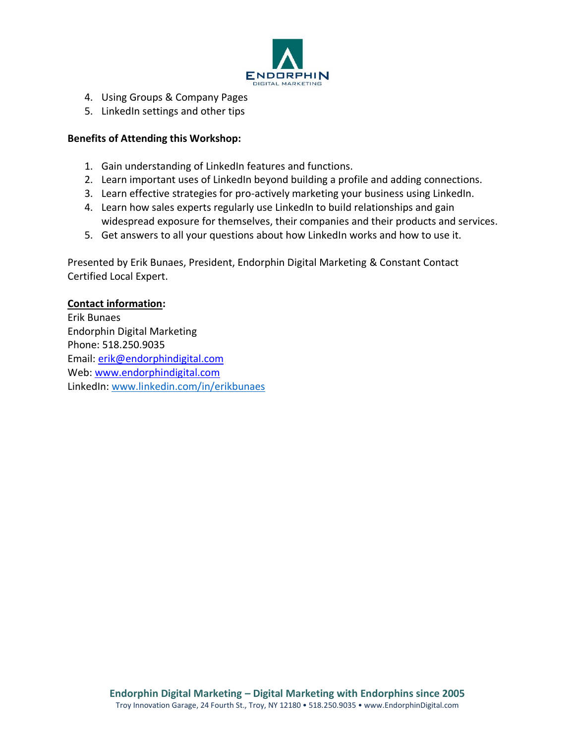4. Using Groups & Company Pages
5. LinkedIn settings and other tips

**Benefits of Attending this Workshop:**

1. Gain understanding of LinkedIn features and functions.
2. Learn important uses of LinkedIn beyond building a profile and adding connections.
3. Learn effective strategies for pro-actively marketing your business using LinkedIn.
4. Learn how sales experts regularly use LinkedIn to build relationships and gain widespread exposure for themselves, their companies and their products and services.
5. Get answers to all your questions about how LinkedIn works and how to use it.

Presented by Erik Bunaes, President, Endorphin Digital Marketing & Constant Contact Certified Local Expert.

**Contact information:**
Erik Bunaes
Endorphin Digital Marketing
Phone: 518.250.9035
Email: erik@endorphindigital.com
Web: www.endorphindigital.com
LinkedIn: www.linkedin.com/in/erikbunaes